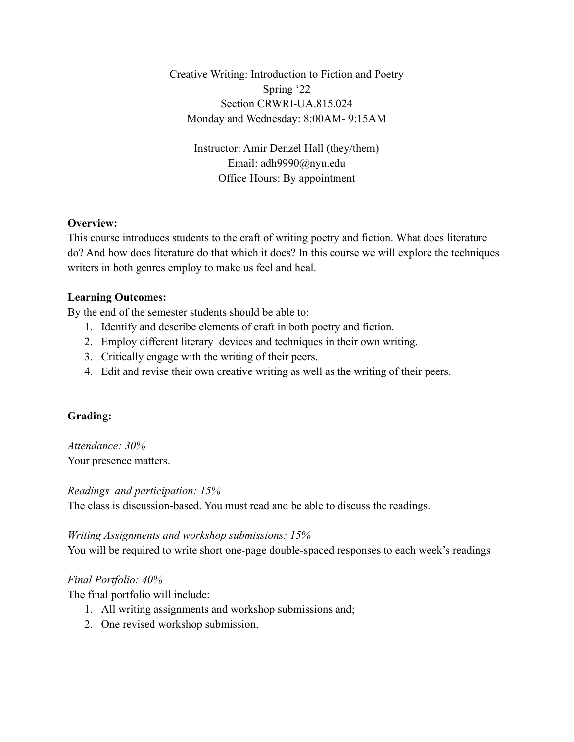Creative Writing: Introduction to Fiction and Poetry
Spring '22
Section CRWRI-UA.815.024
Monday and Wednesday: 8:00AM- 9:15AM

Instructor: Amir Denzel Hall (they/them)
Email: adh9990@nyu.edu
Office Hours: By appointment

**Overview:**
This course introduces students to the craft of writing poetry and fiction. What does literature do? And how does literature do that which it does? In this course we will explore the techniques writers in both genres employ to make us feel and heal.

**Learning Outcomes:**
By the end of the semester students should be able to:

1. Identify and describe elements of craft in both poetry and fiction.
2. Employ different literary devices and techniques in their own writing.
3. Critically engage with the writing of their peers.
4. Edit and revise their own creative writing as well as the writing of their peers.

**Grading:**

*Attendance: 30%*
Your presence matters.

*Readings and participation: 15%*
The class is discussion-based. You must read and be able to discuss the readings.

*Writing Assignments and workshop submissions: 15%*
You will be required to write short one-page double-spaced responses to each week's readings

*Final Portfolio: 40%*
The final portfolio will include:

1. All writing assignments and workshop submissions and;
2. One revised workshop submission.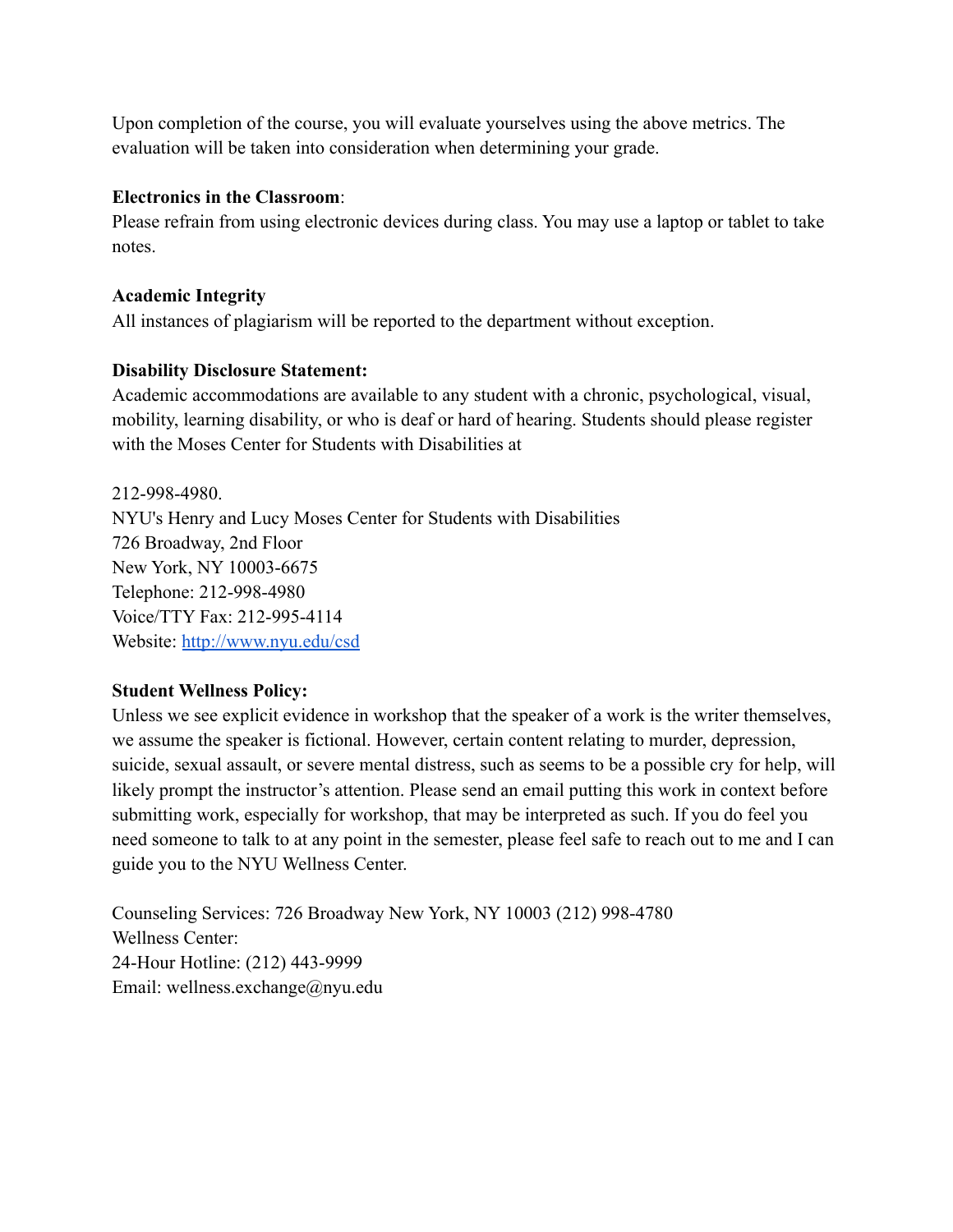Upon completion of the course, you will evaluate yourselves using the above metrics. The evaluation will be taken into consideration when determining your grade.

**Electronics in the Classroom**:
Please refrain from using electronic devices during class. You may use a laptop or tablet to take notes.

**Academic Integrity**
All instances of plagiarism will be reported to the department without exception.

**Disability Disclosure Statement:**
Academic accommodations are available to any student with a chronic, psychological, visual, mobility, learning disability, or who is deaf or hard of hearing. Students should please register with the Moses Center for Students with Disabilities at

212-998-4980.
NYU's Henry and Lucy Moses Center for Students with Disabilities
726 Broadway, 2nd Floor
New York, NY 10003-6675
Telephone: 212-998-4980
Voice/TTY Fax: 212-995-4114
Website: [http://www.nyu.edu/csd](http://www.nyu.edu/csd)

**Student Wellness Policy:**
Unless we see explicit evidence in workshop that the speaker of a work is the writer themselves, we assume the speaker is fictional. However, certain content relating to murder, depression, suicide, sexual assault, or severe mental distress, such as seems to be a possible cry for help, will likely prompt the instructor's attention. Please send an email putting this work in context before submitting work, especially for workshop, that may be interpreted as such. If you do feel you need someone to talk to at any point in the semester, please feel safe to reach out to me and I can guide you to the NYU Wellness Center.

Counseling Services: 726 Broadway New York, NY 10003 (212) 998-4780
Wellness Center:
24-Hour Hotline: (212) 443-9999
Email: wellness.exchange@nyu.edu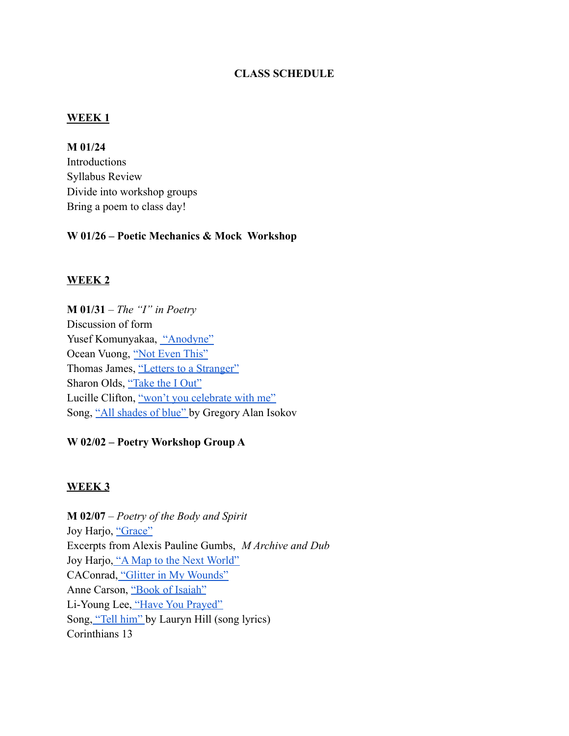# CLASS SCHEDULE

## WEEK 1

**M 01/24**
Introductions
Syllabus Review
Divide into workshop groups
Bring a poem to class day!

**W 01/26 – Poetic Mechanics & Mock Workshop**

## WEEK 2

**M 01/31** – *The "I" in Poetry*
Discussion of form
Yusef Komunyakaa, "Anodyne"
Ocean Vuong, "Not Even This"
Thomas James, "Letters to a Stranger"
Sharon Olds, "Take the I Out"
Lucille Clifton, "won't you celebrate with me"
Song, "All shades of blue" by Gregory Alan Isokov

**W 02/02 – Poetry Workshop Group A**

## WEEK 3

**M 02/07** – *Poetry of the Body and Spirit*
Joy Harjo, "Grace"
Excerpts from Alexis Pauline Gumbs, *M Archive and Dub*
Joy Harjo, "A Map to the Next World"
CAConrad, "Glitter in My Wounds"
Anne Carson, "Book of Isaiah"
Li-Young Lee, "Have You Prayed"
Song, "Tell him" by Lauryn Hill (song lyrics)
Corinthians 13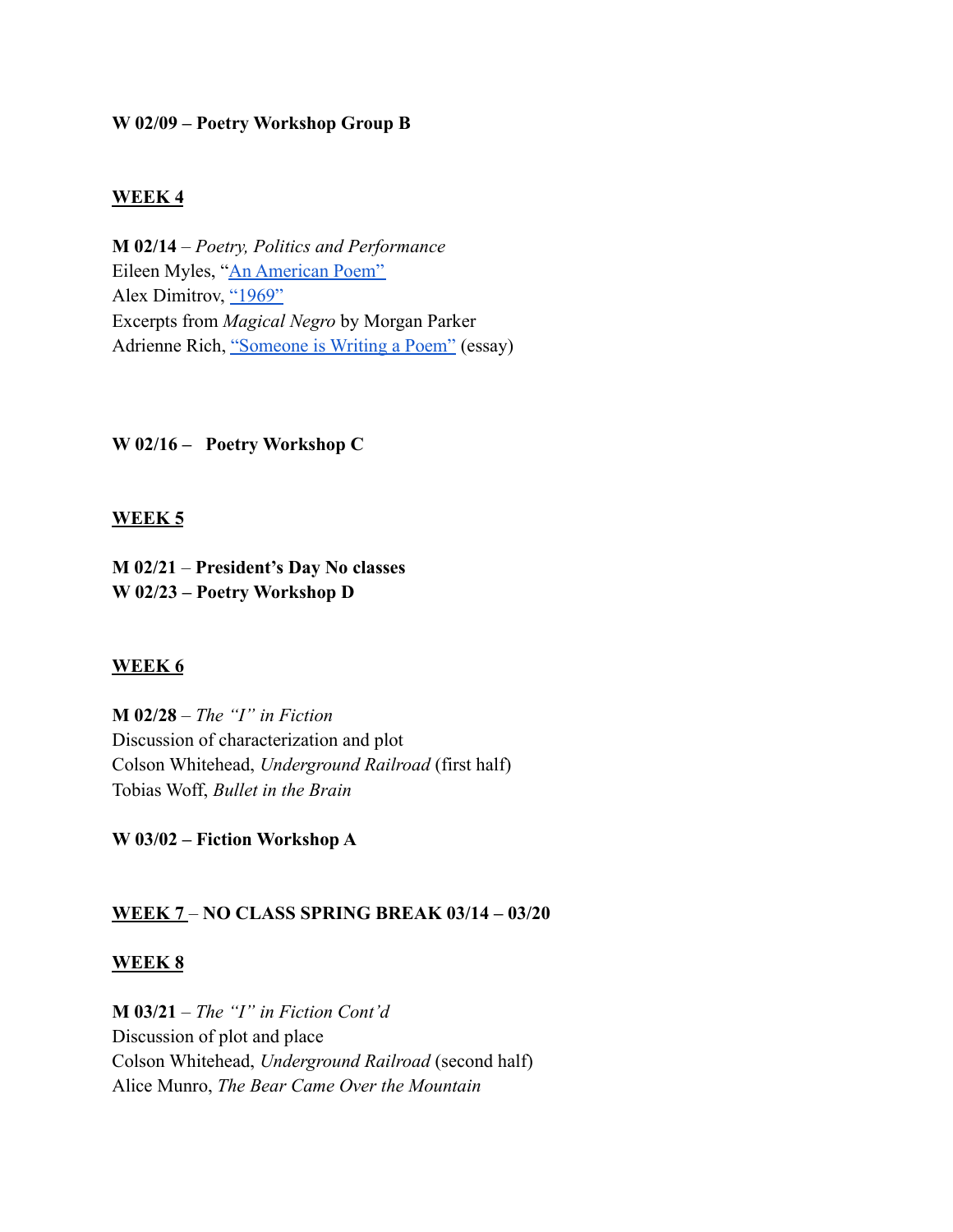**W 02/09 – Poetry Workshop Group B**

**<u>WEEK 4</u>**

**M 02/14** – *Poetry, Politics and Performance*
Eileen Myles, "An American Poem"
Alex Dimitrov, "1969"
Excerpts from *Magical Negro* by Morgan Parker
Adrienne Rich, "Someone is Writing a Poem" (essay)

**W 02/16 – Poetry Workshop C**

**<u>WEEK 5</u>**

**M 02/21** – **President's Day No classes**
**W 02/23 – Poetry Workshop D**

**<u>WEEK 6</u>**

**M 02/28** – *The "I" in Fiction*
Discussion of characterization and plot
Colson Whitehead, *Underground Railroad* (first half)
Tobias Woff, *Bullet in the Brain*

**W 03/02 – Fiction Workshop A**

**<u>WEEK 7</u> – NO CLASS SPRING BREAK 03/14 – 03/20**

**<u>WEEK 8</u>**

**M 03/21** – *The "I" in Fiction Cont'd*
Discussion of plot and place
Colson Whitehead, *Underground Railroad* (second half)
Alice Munro, *The Bear Came Over the Mountain*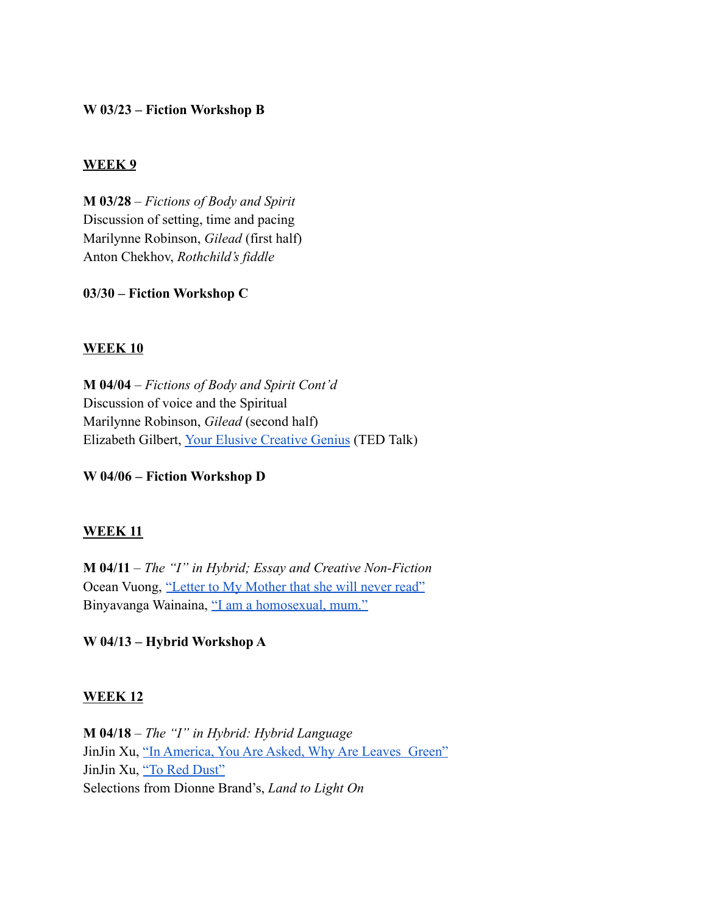**W 03/23 – Fiction Workshop B**

## WEEK 9

**M 03/28** – *Fictions of Body and Spirit*
Discussion of setting, time and pacing
Marilynne Robinson, *Gilead* (first half)
Anton Chekhov, *Rothchild's fiddle*

**03/30 – Fiction Workshop C**

## WEEK 10

**M 04/04** – *Fictions of Body and Spirit Cont'd*
Discussion of voice and the Spiritual
Marilynne Robinson, *Gilead* (second half)
Elizabeth Gilbert, Your Elusive Creative Genius (TED Talk)

**W 04/06 – Fiction Workshop D**

## WEEK 11

**M 04/11** – *The "I" in Hybrid; Essay and Creative Non-Fiction*
Ocean Vuong, "Letter to My Mother that she will never read"
Binyavanga Wainaina, "I am a homosexual, mum."

**W 04/13 – Hybrid Workshop A**

## WEEK 12

**M 04/18** – *The "I" in Hybrid: Hybrid Language*
JinJin Xu, "In America, You Are Asked, Why Are Leaves  Green"
JinJin Xu, "To Red Dust"
Selections from Dionne Brand's, *Land to Light On*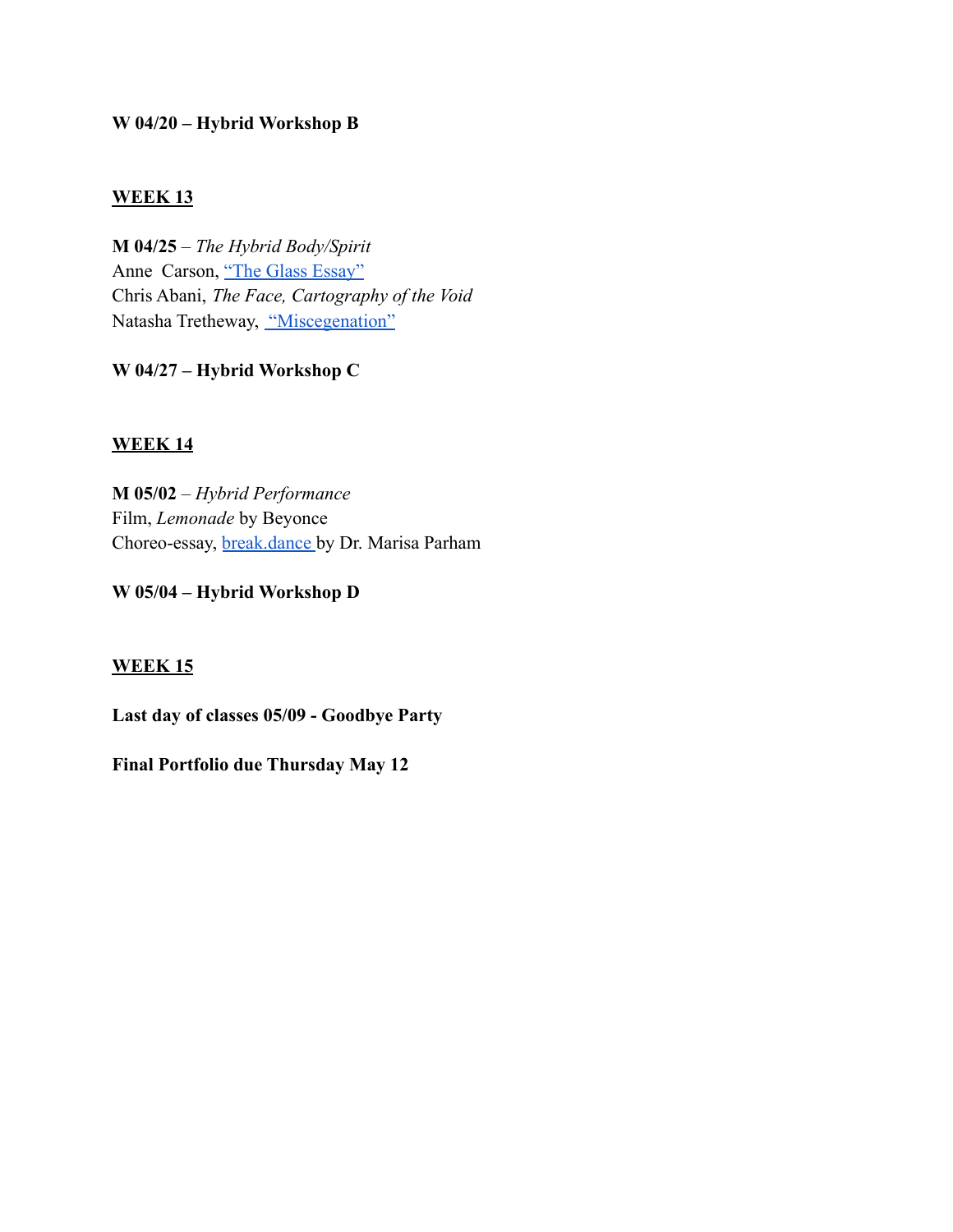**W 04/20 – Hybrid Workshop B**

**WEEK 13**

**M 04/25** – *The Hybrid Body/Spirit*
Anne Carson, "The Glass Essay"
Chris Abani, *The Face, Cartography of the Void*
Natasha Tretheway, "Miscegenation"

**W 04/27 – Hybrid Workshop C**

**WEEK 14**

**M 05/02** – *Hybrid Performance*
Film, *Lemonade* by Beyonce
Choreo-essay, break.dance by Dr. Marisa Parham

**W 05/04 – Hybrid Workshop D**

**WEEK 15**

**Last day of classes 05/09 - Goodbye Party**

**Final Portfolio due Thursday May 12**